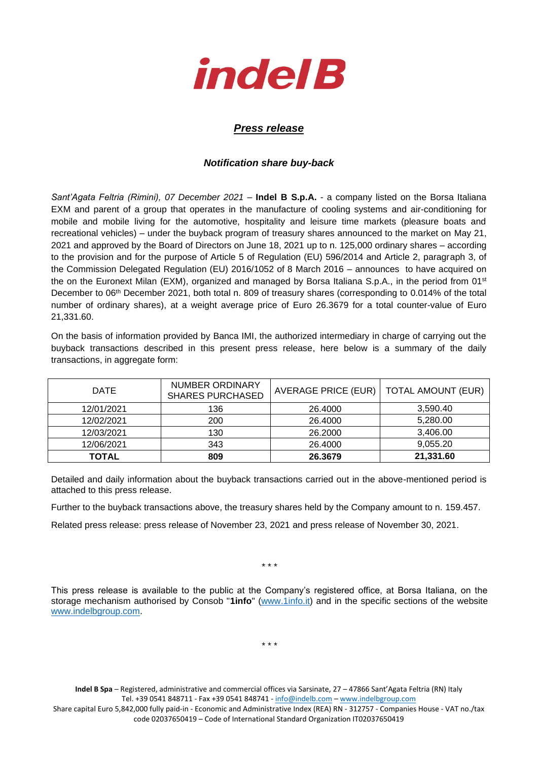***Press release***

***Notification share buy-back***

*Sant'Agata Feltria (Rimini), 07 December 2021* – **Indel B S.p.A.** - a company listed on the Borsa Italiana EXM and parent of a group that operates in the manufacture of cooling systems and air-conditioning for mobile and mobile living for the automotive, hospitality and leisure time markets (pleasure boats and recreational vehicles) – under the buyback program of treasury shares announced to the market on May 21, 2021 and approved by the Board of Directors on June 18, 2021 up to n. 125,000 ordinary shares – according to the provision and for the purpose of Article 5 of Regulation (EU) 596/2014 and Article 2, paragraph 3, of the Commission Delegated Regulation (EU) 2016/1052 of 8 March 2016 – announces to have acquired on the on the Euronext Milan (EXM), organized and managed by Borsa Italiana S.p.A., in the period from 01st December to 06th December 2021, both total n. 809 of treasury shares (corresponding to 0.014% of the total number of ordinary shares), at a weight average price of Euro 26.3679 for a total counter-value of Euro 21,331.60.

On the basis of information provided by Banca IMI, the authorized intermediary in charge of carrying out the buyback transactions described in this present press release, here below is a summary of the daily transactions, in aggregate form:

| DATE | NUMBER ORDINARY SHARES PURCHASED | AVERAGE PRICE (EUR) | TOTAL AMOUNT (EUR) |
|---|---|---|---|
| 12/01/2021 | 136 | 26.4000 | 3,590.40 |
| 12/02/2021 | 200 | 26.4000 | 5,280.00 |
| 12/03/2021 | 130 | 26.2000 | 3,406.00 |
| 12/06/2021 | 343 | 26.4000 | 9,055.20 |
| **TOTAL** | **809** | **26.3679** | **21,331.60** |

Detailed and daily information about the buyback transactions carried out in the above-mentioned period is attached to this press release.

Further to the buyback transactions above, the treasury shares held by the Company amount to n. 159.457.

Related press release: press release of November 23, 2021 and press release of November 30, 2021.

\* \* \*

This press release is available to the public at the Company's registered office, at Borsa Italiana, on the storage mechanism authorised by Consob "**1info**" (www.1info.it) and in the specific sections of the website www.indelbgroup.com.

\* \* \*

**Indel B Spa** – Registered, administrative and commercial offices via Sarsinate, 27 – 47866 Sant'Agata Feltria (RN) Italy
Tel. +39 0541 848711 - Fax +39 0541 848741 - info@indelb.com – www.indelbgroup.com
Share capital Euro 5,842,000 fully paid-in - Economic and Administrative Index (REA) RN - 312757 - Companies House - VAT no./tax code 02037650419 – Code of International Standard Organization IT02037650419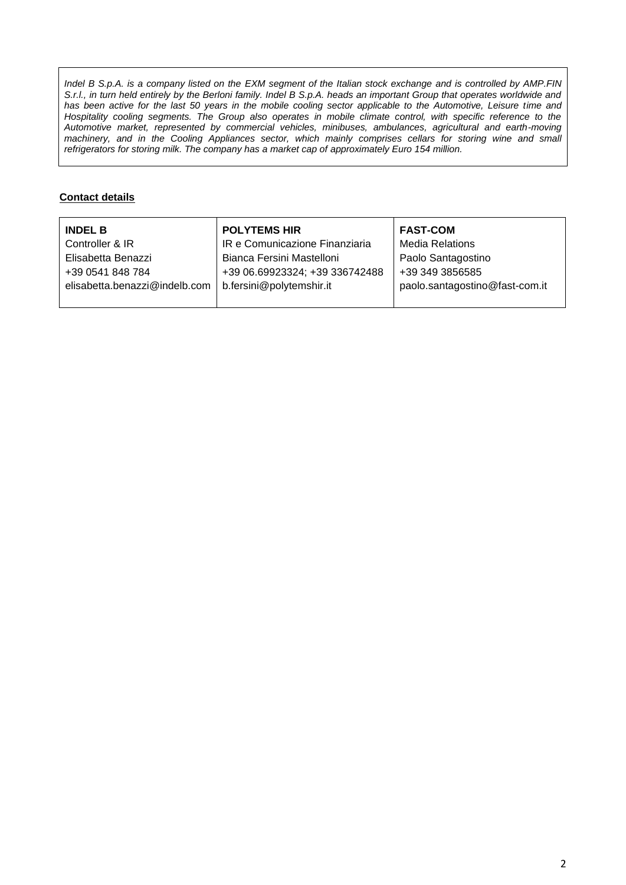*Indel B S.p.A. is a company listed on the EXM segment of the Italian stock exchange and is controlled by AMP.FIN S.r.l., in turn held entirely by the Berloni family. Indel B S.p.A. heads an important Group that operates worldwide and has been active for the last 50 years in the mobile cooling sector applicable to the Automotive, Leisure time and Hospitality cooling segments. The Group also operates in mobile climate control, with specific reference to the Automotive market, represented by commercial vehicles, minibuses, ambulances, agricultural and earth-moving machinery, and in the Cooling Appliances sector, which mainly comprises cellars for storing wine and small refrigerators for storing milk. The company has a market cap of approximately Euro 154 million.*

**Contact details**

| **INDEL B** | **POLYTEMS HIR** | **FAST-COM** |
|---|---|---|
| Controller & IR | IR e Comunicazione Finanziaria | Media Relations |
| Elisabetta Benazzi | Bianca Fersini Mastelloni | Paolo Santagostino |
| +39 0541 848 784 | +39 06.69923324; +39 336742488 | +39 349 3856585 |
| elisabetta.benazzi@indelb.com | b.fersini@polytemshir.it | paolo.santagostino@fast-com.it |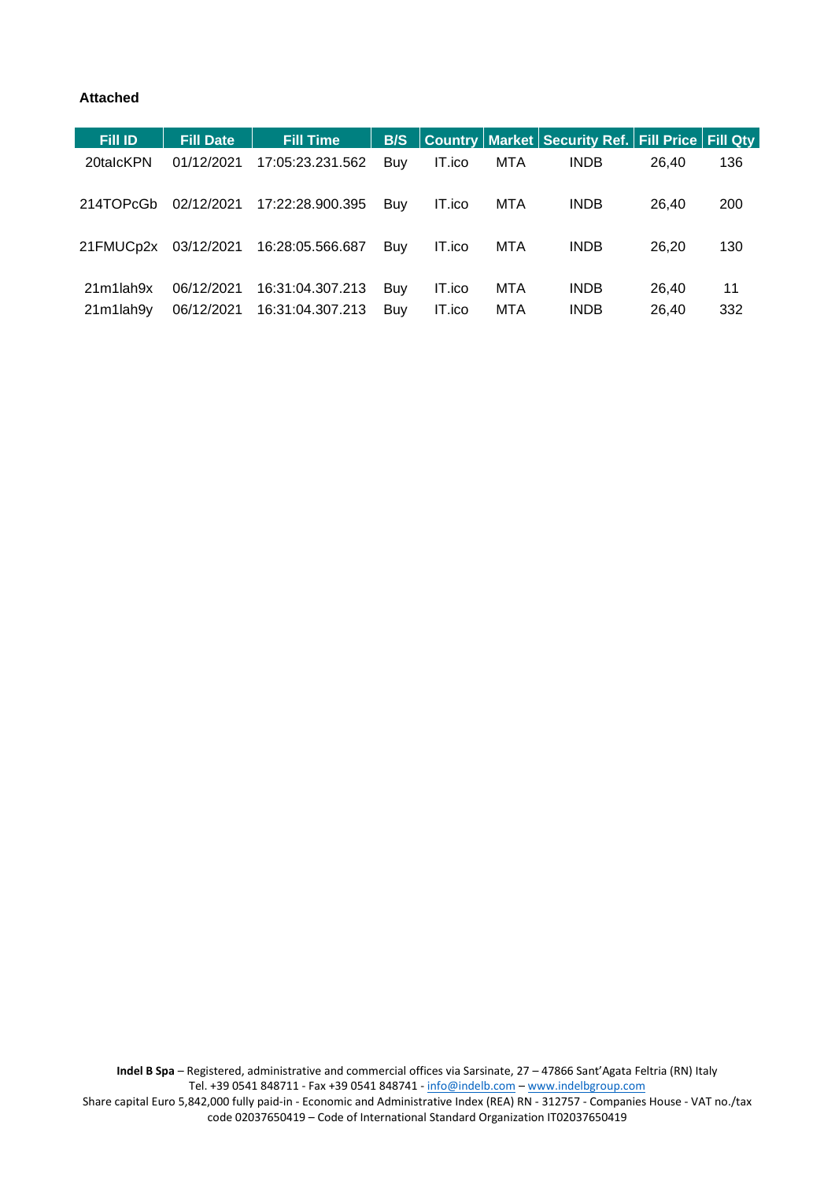**Attached**

| Fill ID | Fill Date | Fill Time | B/S | Country | Market | Security Ref. | Fill Price | Fill Qty |
|---|---|---|---|---|---|---|---|---|
| 20talcKPN | 01/12/2021 | 17:05:23.231.562 | Buy | IT.ico | MTA | INDB | 26,40 | 136 |
| 214TOPcGb | 02/12/2021 | 17:22:28.900.395 | Buy | IT.ico | MTA | INDB | 26,40 | 200 |
| 21FMUCp2x | 03/12/2021 | 16:28:05.566.687 | Buy | IT.ico | MTA | INDB | 26,20 | 130 |
| 21m1lah9x | 06/12/2021 | 16:31:04.307.213 | Buy | IT.ico | MTA | INDB | 26,40 | 11 |
| 21m1lah9y | 06/12/2021 | 16:31:04.307.213 | Buy | IT.ico | MTA | INDB | 26,40 | 332 |

**Indel B Spa** – Registered, administrative and commercial offices via Sarsinate, 27 – 47866 Sant'Agata Feltria (RN) Italy
Tel. +39 0541 848711 - Fax +39 0541 848741 - info@indelb.com – www.indelbgroup.com
Share capital Euro 5,842,000 fully paid-in - Economic and Administrative Index (REA) RN - 312757 - Companies House - VAT no./tax code 02037650419 – Code of International Standard Organization IT02037650419